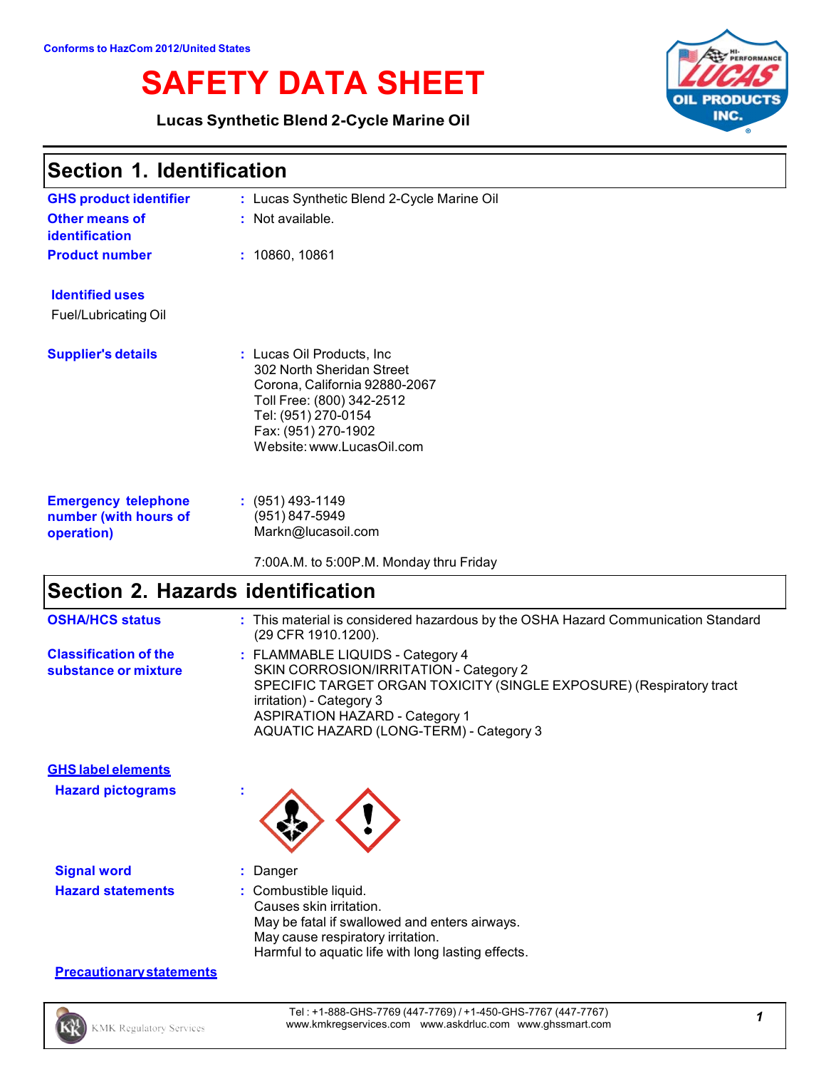Conforms to HazCom 2012/United States

# SAFETY DATA SHEET

**Lucas Synthetic Blend 2-Cycle Marine Oil**

## Section 1. Identification

**GHS product identifier** : Lucas Synthetic Blend 2-Cycle Marine Oil

**Other means of identification** : Not available.

**Product number** : 10860, 10861

**Identified uses**

Fuel/Lubricating Oil

**Supplier's details** : Lucas Oil Products, Inc
302 North Sheridan Street
Corona, California 92880-2067
Toll Free: (800) 342-2512
Tel: (951) 270-0154
Fax: (951) 270-1902
Website: www.LucasOil.com

**Emergency telephone number (with hours of operation)** : (951) 493-1149
(951) 847-5949
Markn@lucasoil.com

7:00A.M. to 5:00P.M. Monday thru Friday

## Section 2. Hazards identification

**OSHA/HCS status** : This material is considered hazardous by the OSHA Hazard Communication Standard (29 CFR 1910.1200).

**Classification of the substance or mixture** : FLAMMABLE LIQUIDS - Category 4
SKIN CORROSION/IRRITATION - Category 2
SPECIFIC TARGET ORGAN TOXICITY (SINGLE EXPOSURE) (Respiratory tract irritation) - Category 3
ASPIRATION HAZARD - Category 1
AQUATIC HAZARD (LONG-TERM) - Category 3

**GHS label elements**

**Hazard pictograms** :

**Signal word** : Danger

**Hazard statements** : Combustible liquid.
Causes skin irritation.
May be fatal if swallowed and enters airways.
May cause respiratory irritation.
Harmful to aquatic life with long lasting effects.

**Precautionary statements**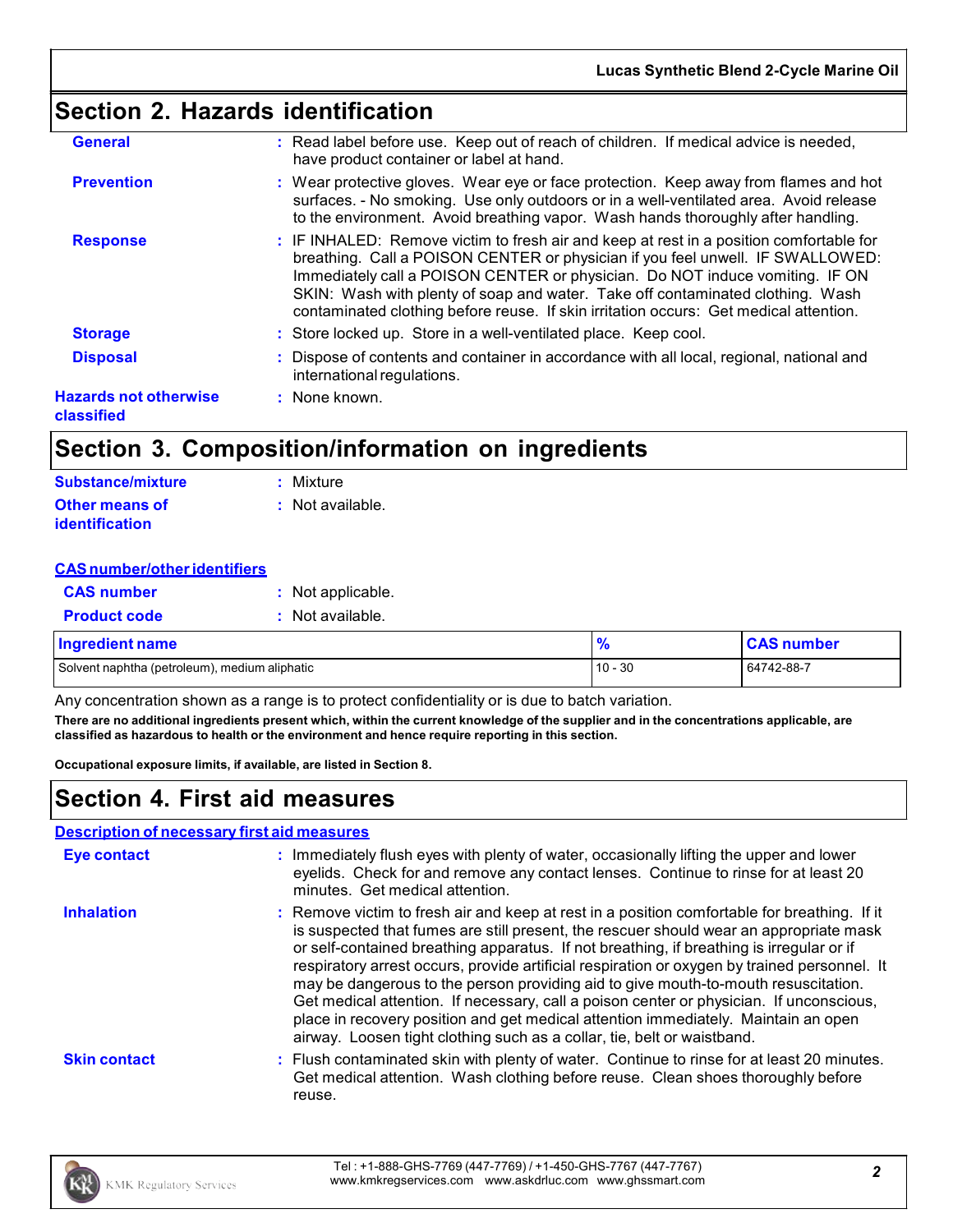## Section 2. Hazards identification

**General** : Read label before use. Keep out of reach of children. If medical advice is needed, have product container or label at hand.

**Prevention** : Wear protective gloves. Wear eye or face protection. Keep away from flames and hot surfaces. - No smoking. Use only outdoors or in a well-ventilated area. Avoid release to the environment. Avoid breathing vapor. Wash hands thoroughly after handling.

**Response** : IF INHALED: Remove victim to fresh air and keep at rest in a position comfortable for breathing. Call a POISON CENTER or physician if you feel unwell. IF SWALLOWED: Immediately call a POISON CENTER or physician. Do NOT induce vomiting. IF ON SKIN: Wash with plenty of soap and water. Take off contaminated clothing. Wash contaminated clothing before reuse. If skin irritation occurs: Get medical attention.

**Storage** : Store locked up. Store in a well-ventilated place. Keep cool.

**Disposal** : Dispose of contents and container in accordance with all local, regional, national and international regulations.

**Hazards not otherwise classified** : None known.

## Section 3. Composition/information on ingredients

**Substance/mixture** : Mixture

**Other means of identification** : Not available.

**CAS number/other identifiers**

**CAS number** : Not applicable.

**Product code** : Not available.

| Ingredient name | % | CAS number |
|---|---|---|
| Solvent naphtha (petroleum), medium aliphatic | 10 - 30 | 64742-88-7 |

Any concentration shown as a range is to protect confidentiality or is due to batch variation.

**There are no additional ingredients present which, within the current knowledge of the supplier and in the concentrations applicable, are classified as hazardous to health or the environment and hence require reporting in this section.**

**Occupational exposure limits, if available, are listed in Section 8.**

## Section 4. First aid measures

**Description of necessary first aid measures**

**Eye contact** : Immediately flush eyes with plenty of water, occasionally lifting the upper and lower eyelids. Check for and remove any contact lenses. Continue to rinse for at least 20 minutes. Get medical attention.

**Inhalation** : Remove victim to fresh air and keep at rest in a position comfortable for breathing. If it is suspected that fumes are still present, the rescuer should wear an appropriate mask or self-contained breathing apparatus. If not breathing, if breathing is irregular or if respiratory arrest occurs, provide artificial respiration or oxygen by trained personnel. It may be dangerous to the person providing aid to give mouth-to-mouth resuscitation. Get medical attention. If necessary, call a poison center or physician. If unconscious, place in recovery position and get medical attention immediately. Maintain an open airway. Loosen tight clothing such as a collar, tie, belt or waistband.

**Skin contact** : Flush contaminated skin with plenty of water. Continue to rinse for at least 20 minutes. Get medical attention. Wash clothing before reuse. Clean shoes thoroughly before reuse.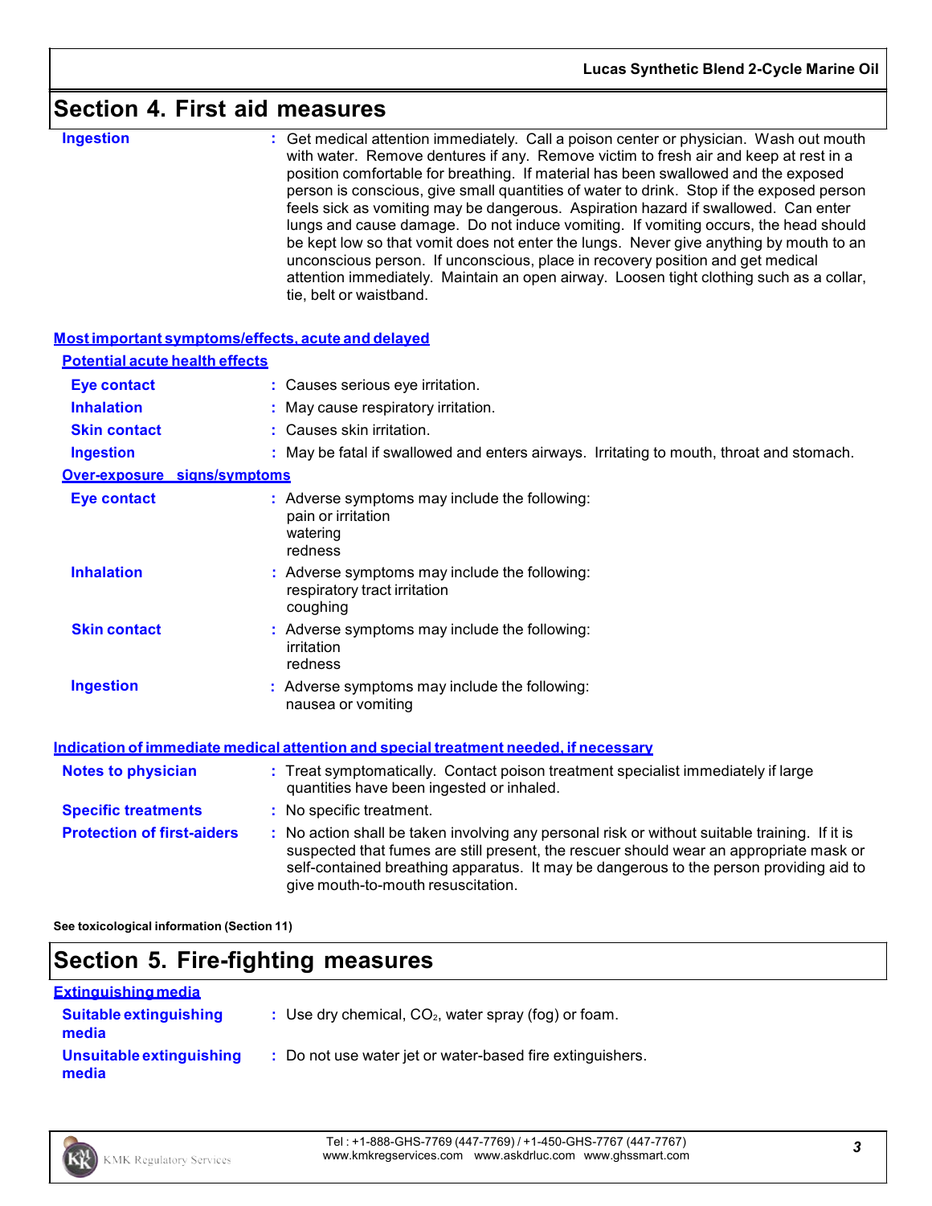## Section 4. First aid measures

**Ingestion** : Get medical attention immediately. Call a poison center or physician. Wash out mouth with water. Remove dentures if any. Remove victim to fresh air and keep at rest in a position comfortable for breathing. If material has been swallowed and the exposed person is conscious, give small quantities of water to drink. Stop if the exposed person feels sick as vomiting may be dangerous. Aspiration hazard if swallowed. Can enter lungs and cause damage. Do not induce vomiting. If vomiting occurs, the head should be kept low so that vomit does not enter the lungs. Never give anything by mouth to an unconscious person. If unconscious, place in recovery position and get medical attention immediately. Maintain an open airway. Loosen tight clothing such as a collar, tie, belt or waistband.

### Most important symptoms/effects, acute and delayed

#### Potential acute health effects

**Eye contact** : Causes serious eye irritation.

**Inhalation** : May cause respiratory irritation.

**Skin contact** : Causes skin irritation.

**Ingestion** : May be fatal if swallowed and enters airways. Irritating to mouth, throat and stomach.

#### Over-exposure signs/symptoms

**Eye contact** : Adverse symptoms may include the following:
pain or irritation
watering
redness

**Inhalation** : Adverse symptoms may include the following:
respiratory tract irritation
coughing

**Skin contact** : Adverse symptoms may include the following:
irritation
redness

**Ingestion** : Adverse symptoms may include the following:
nausea or vomiting

### Indication of immediate medical attention and special treatment needed, if necessary

**Notes to physician** : Treat symptomatically. Contact poison treatment specialist immediately if large quantities have been ingested or inhaled.

**Specific treatments** : No specific treatment.

**Protection of first-aiders** : No action shall be taken involving any personal risk or without suitable training. If it is suspected that fumes are still present, the rescuer should wear an appropriate mask or self-contained breathing apparatus. It may be dangerous to the person providing aid to give mouth-to-mouth resuscitation.

**See toxicological information (Section 11)**

## Section 5. Fire-fighting measures

### Extinguishing media

**Suitable extinguishing media** : Use dry chemical, $CO_2$, water spray (fog) or foam.

**Unsuitable extinguishing media** : Do not use water jet or water-based fire extinguishers.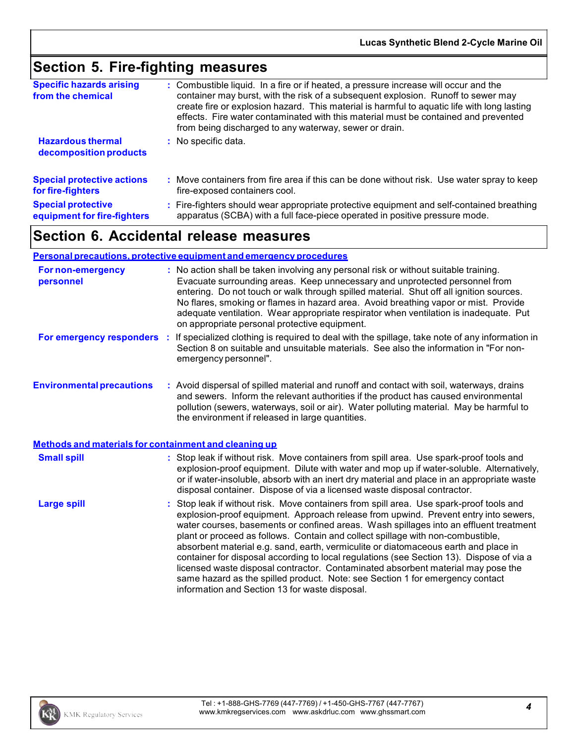## Section 5. Fire-fighting measures

**Specific hazards arising from the chemical** : Combustible liquid. In a fire or if heated, a pressure increase will occur and the container may burst, with the risk of a subsequent explosion. Runoff to sewer may create fire or explosion hazard. This material is harmful to aquatic life with long lasting effects. Fire water contaminated with this material must be contained and prevented from being discharged to any waterway, sewer or drain.

**Hazardous thermal decomposition products** : No specific data.

**Special protective actions for fire-fighters** : Move containers from fire area if this can be done without risk. Use water spray to keep fire-exposed containers cool.

**Special protective equipment for fire-fighters** : Fire-fighters should wear appropriate protective equipment and self-contained breathing apparatus (SCBA) with a full face-piece operated in positive pressure mode.

## Section 6. Accidental release measures

### Personal precautions, protective equipment and emergency procedures

**For non-emergency personnel** : No action shall be taken involving any personal risk or without suitable training. Evacuate surrounding areas. Keep unnecessary and unprotected personnel from entering. Do not touch or walk through spilled material. Shut off all ignition sources. No flares, smoking or flames in hazard area. Avoid breathing vapor or mist. Provide adequate ventilation. Wear appropriate respirator when ventilation is inadequate. Put on appropriate personal protective equipment.

**For emergency responders** : If specialized clothing is required to deal with the spillage, take note of any information in Section 8 on suitable and unsuitable materials. See also the information in "For non-emergency personnel".

**Environmental precautions** : Avoid dispersal of spilled material and runoff and contact with soil, waterways, drains and sewers. Inform the relevant authorities if the product has caused environmental pollution (sewers, waterways, soil or air). Water polluting material. May be harmful to the environment if released in large quantities.

### Methods and materials for containment and cleaning up

**Small spill** : Stop leak if without risk. Move containers from spill area. Use spark-proof tools and explosion-proof equipment. Dilute with water and mop up if water-soluble. Alternatively, or if water-insoluble, absorb with an inert dry material and place in an appropriate waste disposal container. Dispose of via a licensed waste disposal contractor.

**Large spill** : Stop leak if without risk. Move containers from spill area. Use spark-proof tools and explosion-proof equipment. Approach release from upwind. Prevent entry into sewers, water courses, basements or confined areas. Wash spillages into an effluent treatment plant or proceed as follows. Contain and collect spillage with non-combustible, absorbent material e.g. sand, earth, vermiculite or diatomaceous earth and place in container for disposal according to local regulations (see Section 13). Dispose of via a licensed waste disposal contractor. Contaminated absorbent material may pose the same hazard as the spilled product. Note: see Section 1 for emergency contact information and Section 13 for waste disposal.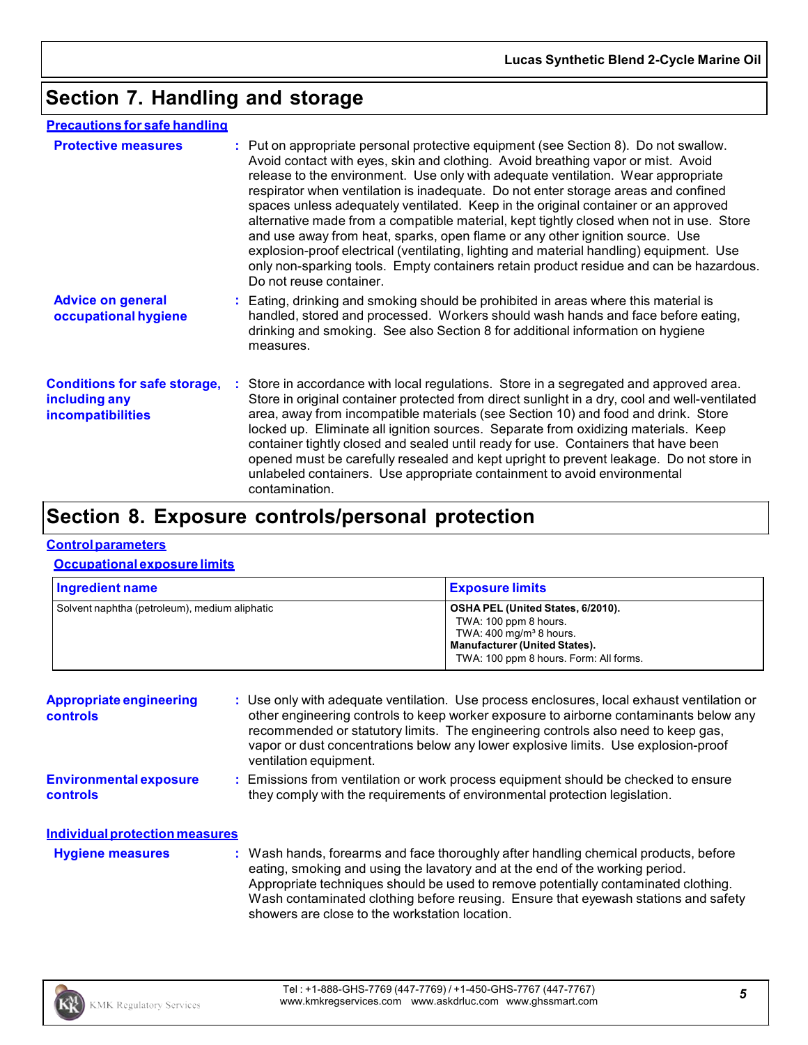# Section 7. Handling and storage

## Precautions for safe handling

**Protective measures** : Put on appropriate personal protective equipment (see Section 8). Do not swallow. Avoid contact with eyes, skin and clothing. Avoid breathing vapor or mist. Avoid release to the environment. Use only with adequate ventilation. Wear appropriate respirator when ventilation is inadequate. Do not enter storage areas and confined spaces unless adequately ventilated. Keep in the original container or an approved alternative made from a compatible material, kept tightly closed when not in use. Store and use away from heat, sparks, open flame or any other ignition source. Use explosion-proof electrical (ventilating, lighting and material handling) equipment. Use only non-sparking tools. Empty containers retain product residue and can be hazardous. Do not reuse container.

**Advice on general occupational hygiene** : Eating, drinking and smoking should be prohibited in areas where this material is handled, stored and processed. Workers should wash hands and face before eating, drinking and smoking. See also Section 8 for additional information on hygiene measures.

**Conditions for safe storage, including any incompatibilities** : Store in accordance with local regulations. Store in a segregated and approved area. Store in original container protected from direct sunlight in a dry, cool and well-ventilated area, away from incompatible materials (see Section 10) and food and drink. Store locked up. Eliminate all ignition sources. Separate from oxidizing materials. Keep container tightly closed and sealed until ready for use. Containers that have been opened must be carefully resealed and kept upright to prevent leakage. Do not store in unlabeled containers. Use appropriate containment to avoid environmental contamination.

# Section 8. Exposure controls/personal protection

## Control parameters

### Occupational exposure limits

| Ingredient name | Exposure limits |
|---|---|
| Solvent naphtha (petroleum), medium aliphatic | **OSHA PEL (United States, 6/2010).**<br>TWA: 100 ppm 8 hours.<br>TWA: 400 mg/m³ 8 hours.<br>**Manufacturer (United States).**<br>TWA: 100 ppm 8 hours. Form: All forms. |

**Appropriate engineering controls** : Use only with adequate ventilation. Use process enclosures, local exhaust ventilation or other engineering controls to keep worker exposure to airborne contaminants below any recommended or statutory limits. The engineering controls also need to keep gas, vapor or dust concentrations below any lower explosive limits. Use explosion-proof ventilation equipment.

**Environmental exposure controls** : Emissions from ventilation or work process equipment should be checked to ensure they comply with the requirements of environmental protection legislation.

## Individual protection measures

**Hygiene measures** : Wash hands, forearms and face thoroughly after handling chemical products, before eating, smoking and using the lavatory and at the end of the working period. Appropriate techniques should be used to remove potentially contaminated clothing. Wash contaminated clothing before reusing. Ensure that eyewash stations and safety showers are close to the workstation location.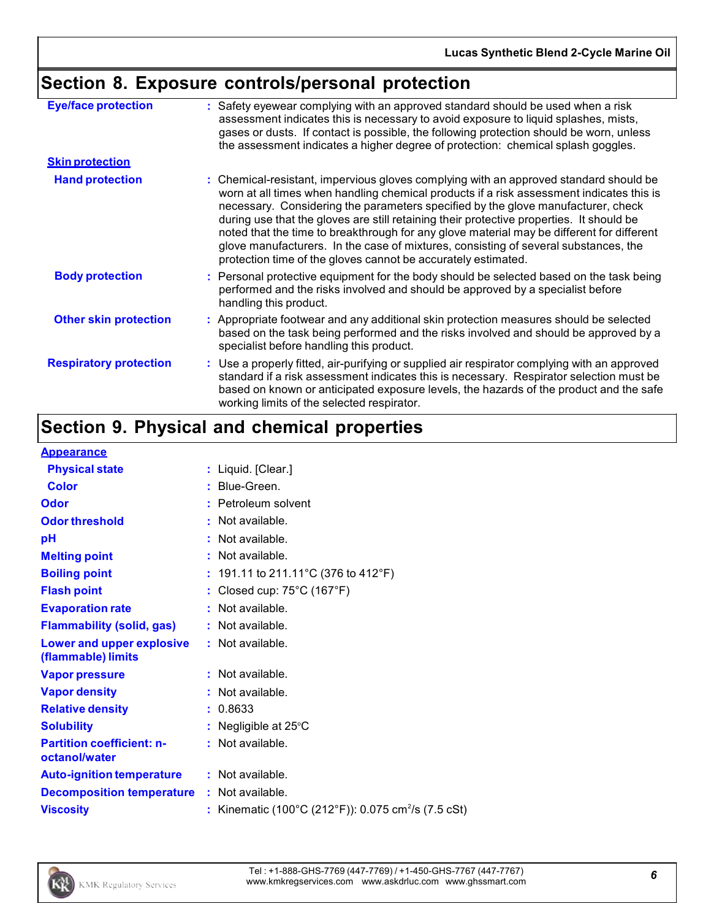## Section 8. Exposure controls/personal protection

**Eye/face protection** : Safety eyewear complying with an approved standard should be used when a risk assessment indicates this is necessary to avoid exposure to liquid splashes, mists, gases or dusts. If contact is possible, the following protection should be worn, unless the assessment indicates a higher degree of protection: chemical splash goggles.

**Skin protection**

**Hand protection** : Chemical-resistant, impervious gloves complying with an approved standard should be worn at all times when handling chemical products if a risk assessment indicates this is necessary. Considering the parameters specified by the glove manufacturer, check during use that the gloves are still retaining their protective properties. It should be noted that the time to breakthrough for any glove material may be different for different glove manufacturers. In the case of mixtures, consisting of several substances, the protection time of the gloves cannot be accurately estimated.

**Body protection** : Personal protective equipment for the body should be selected based on the task being performed and the risks involved and should be approved by a specialist before handling this product.

**Other skin protection** : Appropriate footwear and any additional skin protection measures should be selected based on the task being performed and the risks involved and should be approved by a specialist before handling this product.

**Respiratory protection** : Use a properly fitted, air-purifying or supplied air respirator complying with an approved standard if a risk assessment indicates this is necessary. Respirator selection must be based on known or anticipated exposure levels, the hazards of the product and the safe working limits of the selected respirator.

## Section 9. Physical and chemical properties

**Appearance**

| | |
|---|---|
| **Physical state** | : Liquid. [Clear.] |
| **Color** | : Blue-Green. |
| **Odor** | : Petroleum solvent |
| **Odor threshold** | : Not available. |
| **pH** | : Not available. |
| **Melting point** | : Not available. |
| **Boiling point** | : 191.11 to 211.11°C (376 to 412°F) |
| **Flash point** | : Closed cup: 75°C (167°F) |
| **Evaporation rate** | : Not available. |
| **Flammability (solid, gas)** | : Not available. |
| **Lower and upper explosive (flammable) limits** | : Not available. |
| **Vapor pressure** | : Not available. |
| **Vapor density** | : Not available. |
| **Relative density** | : 0.8633 |
| **Solubility** | : Negligible at 25°C |
| **Partition coefficient: n-octanol/water** | : Not available. |
| **Auto-ignition temperature** | : Not available. |
| **Decomposition temperature** | : Not available. |
| **Viscosity** | : Kinematic (100°C (212°F)): 0.075 $cm^2/s$ (7.5 cSt) |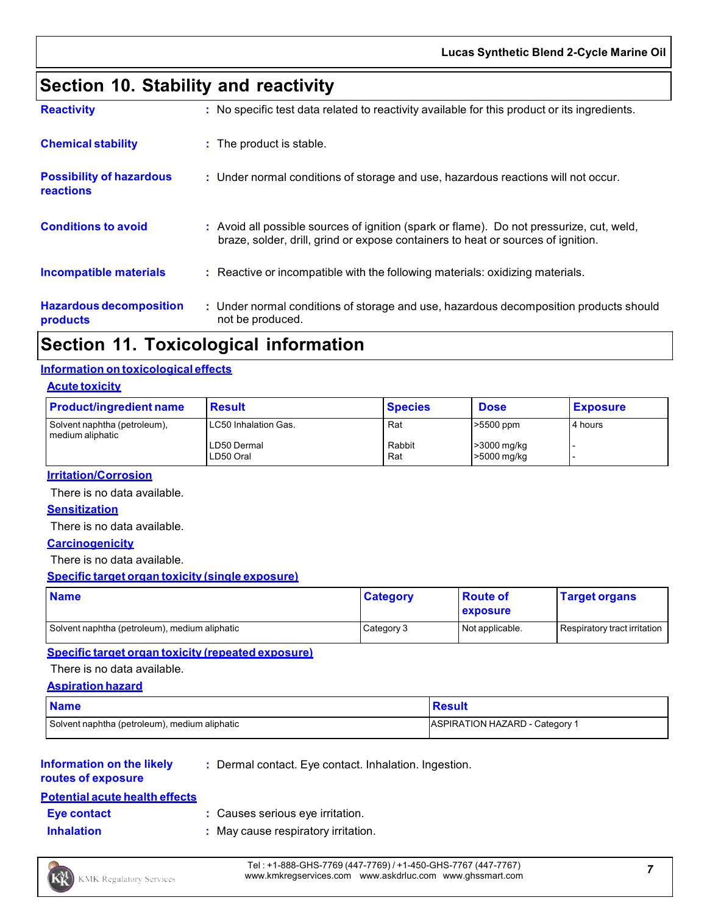## Section 10. Stability and reactivity

**Reactivity** : No specific test data related to reactivity available for this product or its ingredients.

**Chemical stability** : The product is stable.

**Possibility of hazardous reactions** : Under normal conditions of storage and use, hazardous reactions will not occur.

**Conditions to avoid** : Avoid all possible sources of ignition (spark or flame). Do not pressurize, cut, weld, braze, solder, drill, grind or expose containers to heat or sources of ignition.

**Incompatible materials** : Reactive or incompatible with the following materials: oxidizing materials.

**Hazardous decomposition products** : Under normal conditions of storage and use, hazardous decomposition products should not be produced.

## Section 11. Toxicological information

### Information on toxicological effects

#### Acute toxicity

| Product/ingredient name | Result | Species | Dose | Exposure |
|---|---|---|---|---|
| Solvent naphtha (petroleum), medium aliphatic | LC50 Inhalation Gas. | Rat | >5500 ppm | 4 hours |
| | LD50 Dermal | Rabbit | >3000 mg/kg | - |
| | LD50 Oral | Rat | >5000 mg/kg | - |

#### Irritation/Corrosion

There is no data available.

#### Sensitization

There is no data available.

#### Carcinogenicity

There is no data available.

#### Specific target organ toxicity (single exposure)

| Name | Category | Route of exposure | Target organs |
|---|---|---|---|
| Solvent naphtha (petroleum), medium aliphatic | Category 3 | Not applicable. | Respiratory tract irritation |

#### Specific target organ toxicity (repeated exposure)

There is no data available.

#### Aspiration hazard

| Name | Result |
|---|---|
| Solvent naphtha (petroleum), medium aliphatic | ASPIRATION HAZARD - Category 1 |

**Information on the likely routes of exposure** : Dermal contact. Eye contact. Inhalation. Ingestion.

### Potential acute health effects

**Eye contact** : Causes serious eye irritation.

**Inhalation** : May cause respiratory irritation.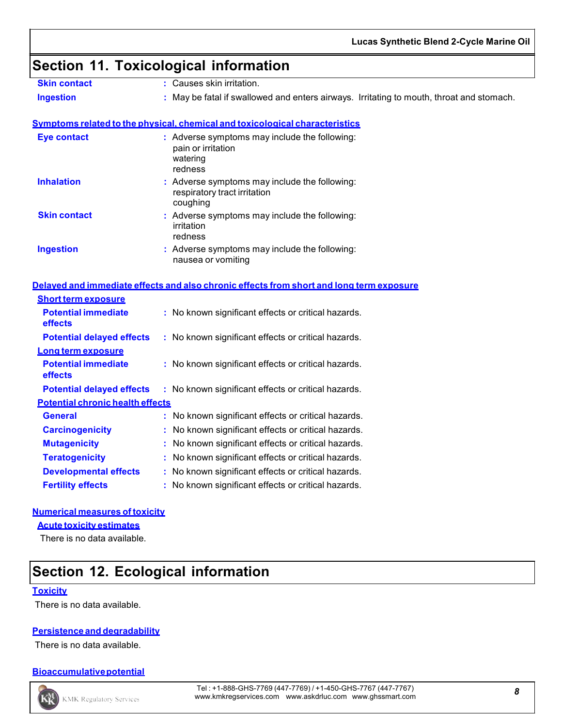## Section 11. Toxicological information

| | | |
|---|---|---|
| **Skin contact** | : | Causes skin irritation. |
| **Ingestion** | : | May be fatal if swallowed and enters airways. Irritating to mouth, throat and stomach. |

### Symptoms related to the physical, chemical and toxicological characteristics

| | | |
|---|---|---|
| **Eye contact** | : | Adverse symptoms may include the following:<br>pain or irritation<br>watering<br>redness |
| **Inhalation** | : | Adverse symptoms may include the following:<br>respiratory tract irritation<br>coughing |
| **Skin contact** | : | Adverse symptoms may include the following:<br>irritation<br>redness |
| **Ingestion** | : | Adverse symptoms may include the following:<br>nausea or vomiting |

### Delayed and immediate effects and also chronic effects from short and long term exposure

**Short term exposure**

| | | |
|---|---|---|
| **Potential immediate effects** | : | No known significant effects or critical hazards. |
| **Potential delayed effects** | : | No known significant effects or critical hazards. |

**Long term exposure**

| | | |
|---|---|---|
| **Potential immediate effects** | : | No known significant effects or critical hazards. |
| **Potential delayed effects** | : | No known significant effects or critical hazards. |

**Potential chronic health effects**

| | | |
|---|---|---|
| **General** | : | No known significant effects or critical hazards. |
| **Carcinogenicity** | : | No known significant effects or critical hazards. |
| **Mutagenicity** | : | No known significant effects or critical hazards. |
| **Teratogenicity** | : | No known significant effects or critical hazards. |
| **Developmental effects** | : | No known significant effects or critical hazards. |
| **Fertility effects** | : | No known significant effects or critical hazards. |

### Numerical measures of toxicity

**Acute toxicity estimates**

There is no data available.

## Section 12. Ecological information

### Toxicity

There is no data available.

### Persistence and degradability

There is no data available.

### Bioaccumulative potential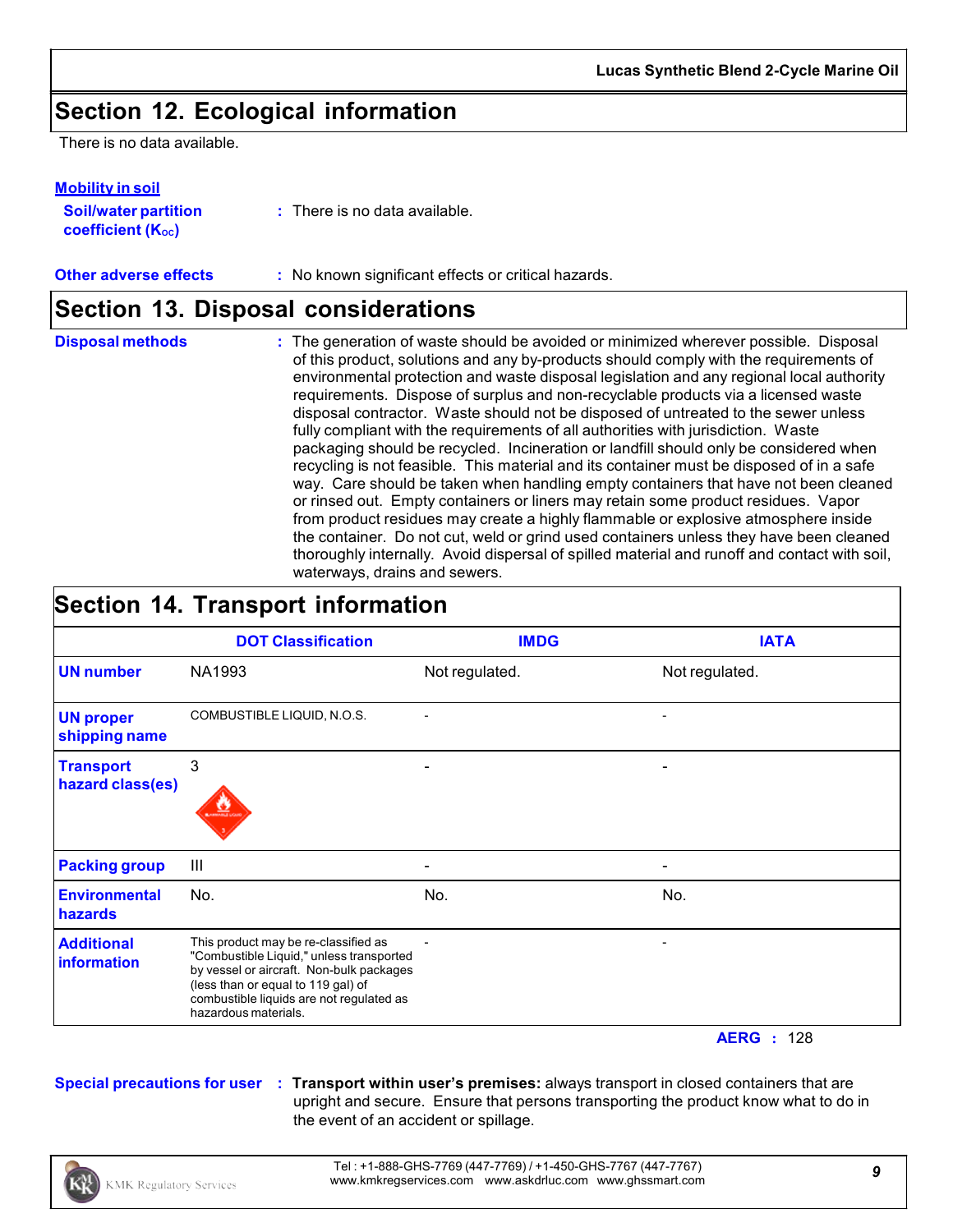## Section 12. Ecological information

There is no data available.

**Mobility in soil**

**Soil/water partition coefficient ($K_{OC}$)** : There is no data available.

**Other adverse effects** : No known significant effects or critical hazards.

## Section 13. Disposal considerations

**Disposal methods** : The generation of waste should be avoided or minimized wherever possible. Disposal of this product, solutions and any by-products should comply with the requirements of environmental protection and waste disposal legislation and any regional local authority requirements. Dispose of surplus and non-recyclable products via a licensed waste disposal contractor. Waste should not be disposed of untreated to the sewer unless fully compliant with the requirements of all authorities with jurisdiction. Waste packaging should be recycled. Incineration or landfill should only be considered when recycling is not feasible. This material and its container must be disposed of in a safe way. Care should be taken when handling empty containers that have not been cleaned or rinsed out. Empty containers or liners may retain some product residues. Vapor from product residues may create a highly flammable or explosive atmosphere inside the container. Do not cut, weld or grind used containers unless they have been cleaned thoroughly internally. Avoid dispersal of spilled material and runoff and contact with soil, waterways, drains and sewers.

## Section 14. Transport information

| | DOT Classification | IMDG | IATA |
|---|---|---|---|
| **UN number** | NA1993 | Not regulated. | Not regulated. |
| **UN proper shipping name** | COMBUSTIBLE LIQUID, N.O.S. | - | - |
| **Transport hazard class(es)** | 3 | - | - |
| **Packing group** | III | - | - |
| **Environmental hazards** | No. | No. | No. |
| **Additional information** | This product may be re-classified as "Combustible Liquid," unless transported by vessel or aircraft. Non-bulk packages (less than or equal to 119 gal) of combustible liquids are not regulated as hazardous materials. | - | - |

**AERG** : 128

**Special precautions for user** : **Transport within user's premises:** always transport in closed containers that are upright and secure. Ensure that persons transporting the product know what to do in the event of an accident or spillage.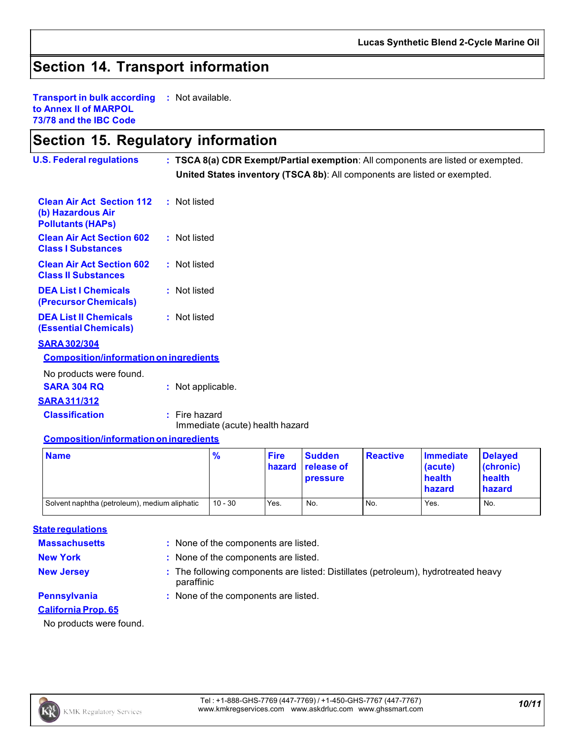## Section 14. Transport information

**Transport in bulk according to Annex II of MARPOL 73/78 and the IBC Code** : Not available.

## Section 15. Regulatory information

**U.S. Federal regulations** : **TSCA 8(a) CDR Exempt/Partial exemption**: All components are listed or exempted.
**United States inventory (TSCA 8b)**: All components are listed or exempted.

**Clean Air Act Section 112 (b) Hazardous Air Pollutants (HAPs)** : Not listed

**Clean Air Act Section 602 Class I Substances** : Not listed

**Clean Air Act Section 602 Class II Substances** : Not listed

**DEA List I Chemicals (Precursor Chemicals)** : Not listed

**DEA List II Chemicals (Essential Chemicals)** : Not listed

**SARA 302/304**

**Composition/information on ingredients**

No products were found.

**SARA 304 RQ** : Not applicable.

**SARA 311/312**

**Classification** : Fire hazard
Immediate (acute) health hazard

**Composition/information on ingredients**

| Name | % | Fire hazard | Sudden release of pressure | Reactive | Immediate (acute) health hazard | Delayed (chronic) health hazard |
|---|---|---|---|---|---|---|
| Solvent naphtha (petroleum), medium aliphatic | 10 - 30 | Yes. | No. | No. | Yes. | No. |

**State regulations**

**Massachusetts** : None of the components are listed.

**New York** : None of the components are listed.

**New Jersey** : The following components are listed: Distillates (petroleum), hydrotreated heavy paraffinic

**Pennsylvania** : None of the components are listed.

**California Prop. 65**

No products were found.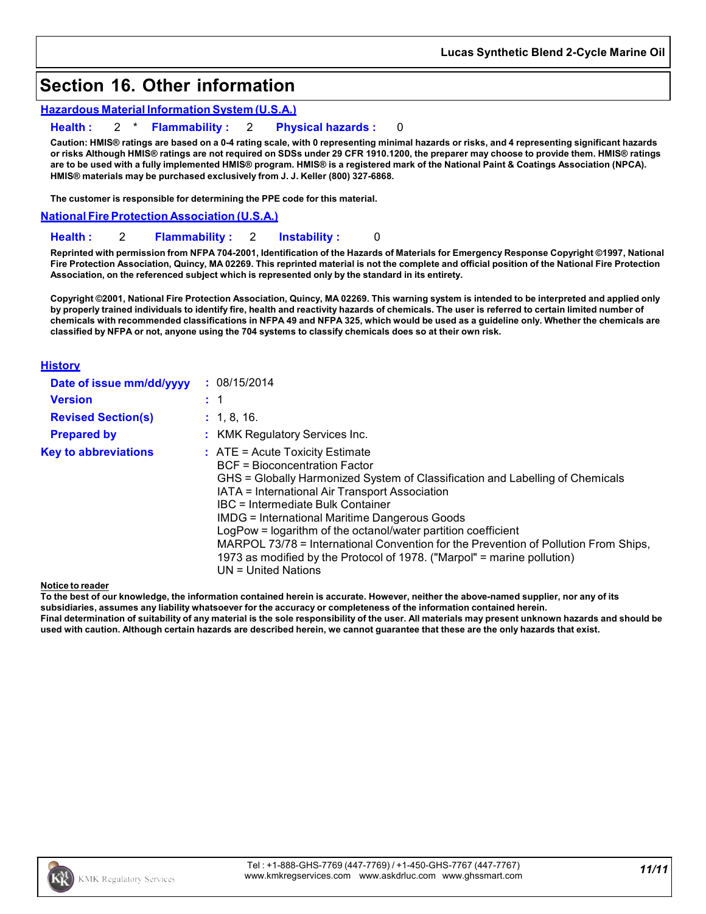## Section 16. Other information

### Hazardous Material Information System (U.S.A.)

**Health :** 2 * **Flammability :** 2 **Physical hazards :** 0

**Caution: HMIS® ratings are based on a 0-4 rating scale, with 0 representing minimal hazards or risks, and 4 representing significant hazards or risks Although HMIS® ratings are not required on SDSs under 29 CFR 1910.1200, the preparer may choose to provide them. HMIS® ratings are to be used with a fully implemented HMIS® program. HMIS® is a registered mark of the National Paint & Coatings Association (NPCA). HMIS® materials may be purchased exclusively from J. J. Keller (800) 327-6868.**

**The customer is responsible for determining the PPE code for this material.**

### National Fire Protection Association (U.S.A.)

**Health :** 2 **Flammability :** 2 **Instability :** 0

**Reprinted with permission from NFPA 704-2001, Identification of the Hazards of Materials for Emergency Response Copyright ©1997, National Fire Protection Association, Quincy, MA 02269. This reprinted material is not the complete and official position of the National Fire Protection Association, on the referenced subject which is represented only by the standard in its entirety.**

**Copyright ©2001, National Fire Protection Association, Quincy, MA 02269. This warning system is intended to be interpreted and applied only by properly trained individuals to identify fire, health and reactivity hazards of chemicals. The user is referred to certain limited number of chemicals with recommended classifications in NFPA 49 and NFPA 325, which would be used as a guideline only. Whether the chemicals are classified by NFPA or not, anyone using the 704 systems to classify chemicals does so at their own risk.**

### History

**Date of issue mm/dd/yyyy** : 08/15/2014

**Version** : 1

**Revised Section(s)** : 1, 8, 16.

**Prepared by** : KMK Regulatory Services Inc.

**Key to abbreviations** :
ATE = Acute Toxicity Estimate
BCF = Bioconcentration Factor
GHS = Globally Harmonized System of Classification and Labelling of Chemicals
IATA = International Air Transport Association
IBC = Intermediate Bulk Container
IMDG = International Maritime Dangerous Goods
LogPow = logarithm of the octanol/water partition coefficient
MARPOL 73/78 = International Convention for the Prevention of Pollution From Ships, 1973 as modified by the Protocol of 1978. ("Marpol" = marine pollution)
UN = United Nations

**Notice to reader**

**To the best of our knowledge, the information contained herein is accurate. However, neither the above-named supplier, nor any of its subsidiaries, assumes any liability whatsoever for the accuracy or completeness of the information contained herein.**
**Final determination of suitability of any material is the sole responsibility of the user. All materials may present unknown hazards and should be used with caution. Although certain hazards are described herein, we cannot guarantee that these are the only hazards that exist.**